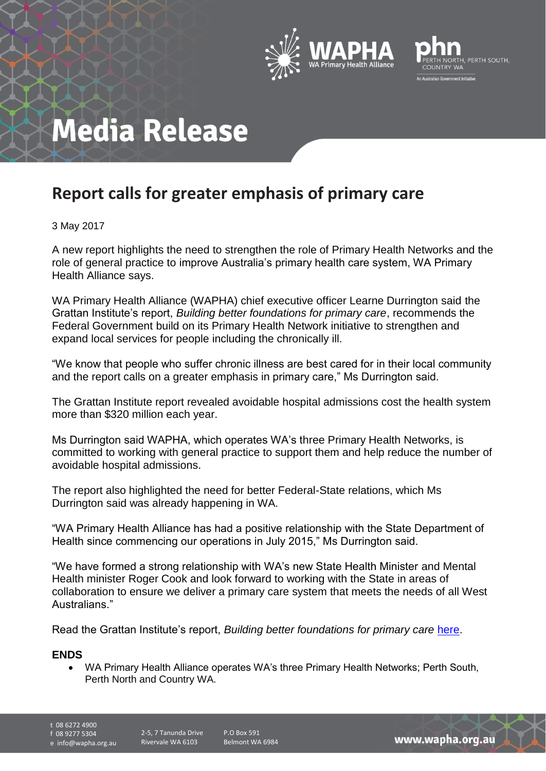# Media Release

## Report calls for greater emphasis of primary care

3 May 2017

A new report highlights the need to strengthen the role of Primary Health Networks and the role of general practice to improve Australia's primary health care system, WA Primary Health Alliance says.

WA Primary Health Alliance (WAPHA) chief executive officer Learne Durrington said the Grattan Institute's report, *Building better foundations for primary care*, recommends the Federal Government build on its Primary Health Network initiative to strengthen and expand local services for people including the chronically ill.

"We know that people who suffer chronic illness are best cared for in their local community and the report calls on a greater emphasis in primary care," Ms Durrington said.

The Grattan Institute report revealed avoidable hospital admissions cost the health system more than $320 million each year.

Ms Durrington said WAPHA, which operates WA's three Primary Health Networks, is committed to working with general practice to support them and help reduce the number of avoidable hospital admissions.

The report also highlighted the need for better Federal-State relations, which Ms Durrington said was already happening in WA.

"WA Primary Health Alliance has had a positive relationship with the State Department of Health since commencing our operations in July 2015," Ms Durrington said.

"We have formed a strong relationship with WA's new State Health Minister and Mental Health minister Roger Cook and look forward to working with the State in areas of collaboration to ensure we deliver a primary care system that meets the needs of all West Australians."

Read the Grattan Institute's report, *Building better foundations for primary care* here.

**ENDS**

- WA Primary Health Alliance operates WA's three Primary Health Networks; Perth South, Perth North and Country WA.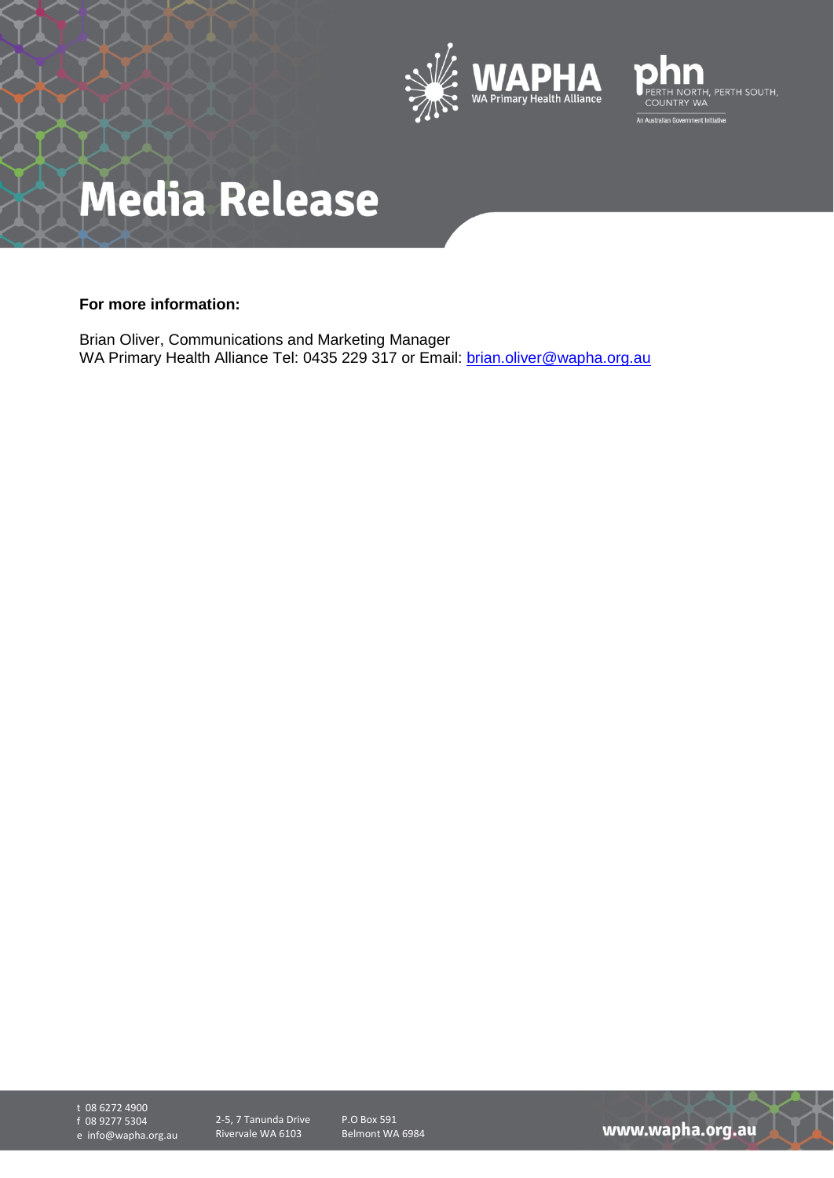# Media Release

**For more information:**

Brian Oliver, Communications and Marketing Manager
WA Primary Health Alliance Tel: 0435 229 317 or Email: brian.oliver@wapha.org.au